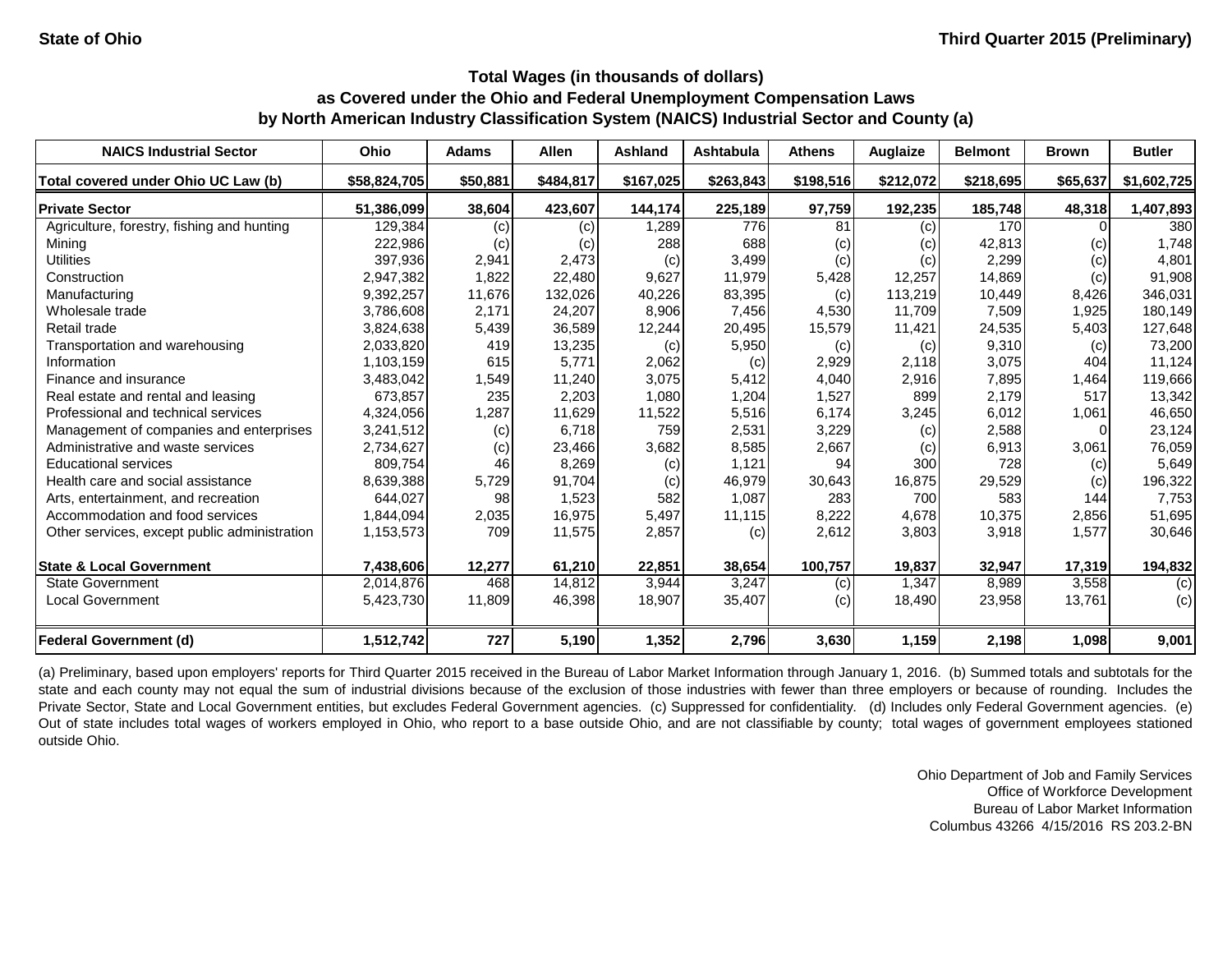State of Ohio — Third Quarter 2015 (Preliminary)

## Total Wages (in thousands of dollars) as Covered under the Ohio and Federal Unemployment Compensation Laws by North American Industry Classification System (NAICS) Industrial Sector and County (a)

| NAICS Industrial Sector | Ohio | Adams | Allen | Ashland | Ashtabula | Athens | Auglaize | Belmont | Brown | Butler |
|---|---|---|---|---|---|---|---|---|---|---|
| **Total covered under Ohio UC Law (b)** | **$58,824,705** | **$50,881** | **$484,817** | **$167,025** | **$263,843** | **$198,516** | **$212,072** | **$218,695** | **$65,637** | **$1,602,725** |
| **Private Sector** | **51,386,099** | **38,604** | **423,607** | **144,174** | **225,189** | **97,759** | **192,235** | **185,748** | **48,318** | **1,407,893** |
| Agriculture, forestry, fishing and hunting | 129,384 | (c) | (c) | 1,289 | 776 | 81 | (c) | 170 | 0 | 380 |
| Mining | 222,986 | (c) | (c) | 288 | 688 | (c) | (c) | 42,813 | (c) | 1,748 |
| Utilities | 397,936 | 2,941 | 2,473 | (c) | 3,499 | (c) | (c) | 2,299 | (c) | 4,801 |
| Construction | 2,947,382 | 1,822 | 22,480 | 9,627 | 11,979 | 5,428 | 12,257 | 14,869 | (c) | 91,908 |
| Manufacturing | 9,392,257 | 11,676 | 132,026 | 40,226 | 83,395 | (c) | 113,219 | 10,449 | 8,426 | 346,031 |
| Wholesale trade | 3,786,608 | 2,171 | 24,207 | 8,906 | 7,456 | 4,530 | 11,709 | 7,509 | 1,925 | 180,149 |
| Retail trade | 3,824,638 | 5,439 | 36,589 | 12,244 | 20,495 | 15,579 | 11,421 | 24,535 | 5,403 | 127,648 |
| Transportation and warehousing | 2,033,820 | 419 | 13,235 | (c) | 5,950 | (c) | (c) | 9,310 | (c) | 73,200 |
| Information | 1,103,159 | 615 | 5,771 | 2,062 | (c) | 2,929 | 2,118 | 3,075 | 404 | 11,124 |
| Finance and insurance | 3,483,042 | 1,549 | 11,240 | 3,075 | 5,412 | 4,040 | 2,916 | 7,895 | 1,464 | 119,666 |
| Real estate and rental and leasing | 673,857 | 235 | 2,203 | 1,080 | 1,204 | 1,527 | 899 | 2,179 | 517 | 13,342 |
| Professional and technical services | 4,324,056 | 1,287 | 11,629 | 11,522 | 5,516 | 6,174 | 3,245 | 6,012 | 1,061 | 46,650 |
| Management of companies and enterprises | 3,241,512 | (c) | 6,718 | 759 | 2,531 | 3,229 | (c) | 2,588 | 0 | 23,124 |
| Administrative and waste services | 2,734,627 | (c) | 23,466 | 3,682 | 8,585 | 2,667 | (c) | 6,913 | 3,061 | 76,059 |
| Educational services | 809,754 | 46 | 8,269 | (c) | 1,121 | 94 | 300 | 728 | (c) | 5,649 |
| Health care and social assistance | 8,639,388 | 5,729 | 91,704 | (c) | 46,979 | 30,643 | 16,875 | 29,529 | (c) | 196,322 |
| Arts, entertainment, and recreation | 644,027 | 98 | 1,523 | 582 | 1,087 | 283 | 700 | 583 | 144 | 7,753 |
| Accommodation and food services | 1,844,094 | 2,035 | 16,975 | 5,497 | 11,115 | 8,222 | 4,678 | 10,375 | 2,856 | 51,695 |
| Other services, except public administration | 1,153,573 | 709 | 11,575 | 2,857 | (c) | 2,612 | 3,803 | 3,918 | 1,577 | 30,646 |
| **State & Local Government** | **7,438,606** | **12,277** | **61,210** | **22,851** | **38,654** | **100,757** | **19,837** | **32,947** | **17,319** | **194,832** |
| State Government | 2,014,876 | 468 | 14,812 | 3,944 | 3,247 | (c) | 1,347 | 8,989 | 3,558 | (c) |
| Local Government | 5,423,730 | 11,809 | 46,398 | 18,907 | 35,407 | (c) | 18,490 | 23,958 | 13,761 | (c) |
| **Federal Government (d)** | **1,512,742** | **727** | **5,190** | **1,352** | **2,796** | **3,630** | **1,159** | **2,198** | **1,098** | **9,001** |

(a) Preliminary, based upon employers' reports for Third Quarter 2015 received in the Bureau of Labor Market Information through January 1, 2016. (b) Summed totals and subtotals for the state and each county may not equal the sum of industrial divisions because of the exclusion of those industries with fewer than three employers or because of rounding. Includes the Private Sector, State and Local Government entities, but excludes Federal Government agencies. (c) Suppressed for confidentiality. (d) Includes only Federal Government agencies. (e) Out of state includes total wages of workers employed in Ohio, who report to a base outside Ohio, and are not classifiable by county; total wages of government employees stationed outside Ohio.

Ohio Department of Job and Family Services
Office of Workforce Development
Bureau of Labor Market Information
Columbus 43266 4/15/2016 RS 203.2-BN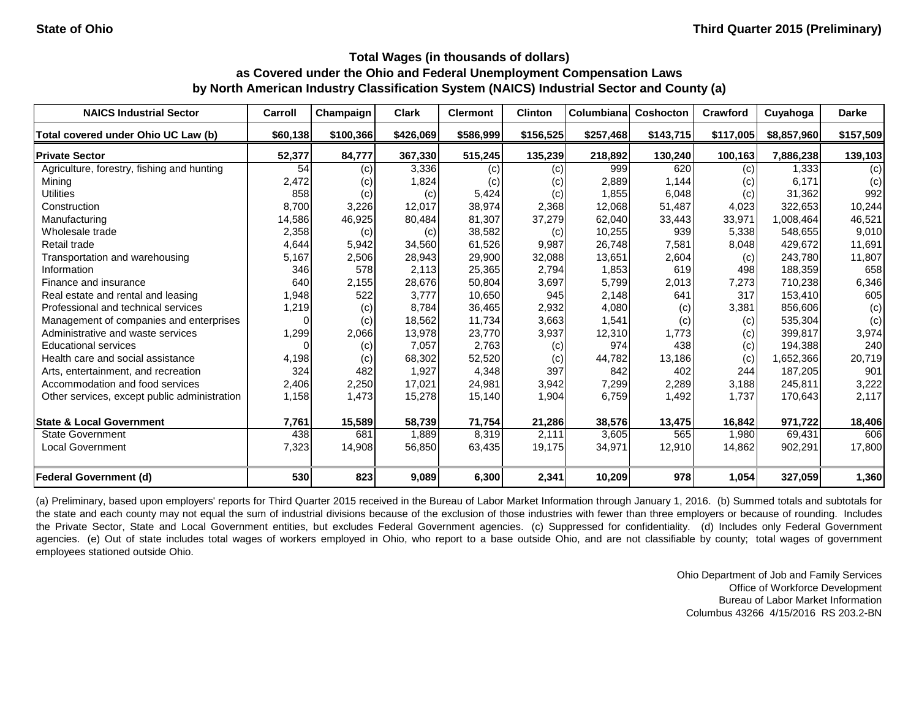State of Ohio

Third Quarter 2015 (Preliminary)

### Total Wages (in thousands of dollars) as Covered under the Ohio and Federal Unemployment Compensation Laws by North American Industry Classification System (NAICS) Industrial Sector and County (a)

| NAICS Industrial Sector | Carroll | Champaign | Clark | Clermont | Clinton | Columbiana | Coshocton | Crawford | Cuyahoga | Darke |
|---|---|---|---|---|---|---|---|---|---|---|
| **Total covered under Ohio UC Law (b)** | **$60,138** | **$100,366** | **$426,069** | **$586,999** | **$156,525** | **$257,468** | **$143,715** | **$117,005** | **$8,857,960** | **$157,509** |
| **Private Sector** | **52,377** | **84,777** | **367,330** | **515,245** | **135,239** | **218,892** | **130,240** | **100,163** | **7,886,238** | **139,103** |
| Agriculture, forestry, fishing and hunting | 54 | (c) | 3,336 | (c) | (c) | 999 | 620 | (c) | 1,333 | (c) |
| Mining | 2,472 | (c) | 1,824 | (c) | (c) | 2,889 | 1,144 | (c) | 6,171 | (c) |
| Utilities | 858 | (c) | (c) | 5,424 | (c) | 1,855 | 6,048 | (c) | 31,362 | 992 |
| Construction | 8,700 | 3,226 | 12,017 | 38,974 | 2,368 | 12,068 | 51,487 | 4,023 | 322,653 | 10,244 |
| Manufacturing | 14,586 | 46,925 | 80,484 | 81,307 | 37,279 | 62,040 | 33,443 | 33,971 | 1,008,464 | 46,521 |
| Wholesale trade | 2,358 | (c) | (c) | 38,582 | (c) | 10,255 | 939 | 5,338 | 548,655 | 9,010 |
| Retail trade | 4,644 | 5,942 | 34,560 | 61,526 | 9,987 | 26,748 | 7,581 | 8,048 | 429,672 | 11,691 |
| Transportation and warehousing | 5,167 | 2,506 | 28,943 | 29,900 | 32,088 | 13,651 | 2,604 | (c) | 243,780 | 11,807 |
| Information | 346 | 578 | 2,113 | 25,365 | 2,794 | 1,853 | 619 | 498 | 188,359 | 658 |
| Finance and insurance | 640 | 2,155 | 28,676 | 50,804 | 3,697 | 5,799 | 2,013 | 7,273 | 710,238 | 6,346 |
| Real estate and rental and leasing | 1,948 | 522 | 3,777 | 10,650 | 945 | 2,148 | 641 | 317 | 153,410 | 605 |
| Professional and technical services | 1,219 | (c) | 8,784 | 36,465 | 2,932 | 4,080 | (c) | 3,381 | 856,606 | (c) |
| Management of companies and enterprises | 0 | (c) | 18,562 | 11,734 | 3,663 | 1,541 | (c) | (c) | 535,304 | (c) |
| Administrative and waste services | 1,299 | 2,066 | 13,978 | 23,770 | 3,937 | 12,310 | 1,773 | (c) | 399,817 | 3,974 |
| Educational services | 0 | (c) | 7,057 | 2,763 | (c) | 974 | 438 | (c) | 194,388 | 240 |
| Health care and social assistance | 4,198 | (c) | 68,302 | 52,520 | (c) | 44,782 | 13,186 | (c) | 1,652,366 | 20,719 |
| Arts, entertainment, and recreation | 324 | 482 | 1,927 | 4,348 | 397 | 842 | 402 | 244 | 187,205 | 901 |
| Accommodation and food services | 2,406 | 2,250 | 17,021 | 24,981 | 3,942 | 7,299 | 2,289 | 3,188 | 245,811 | 3,222 |
| Other services, except public administration | 1,158 | 1,473 | 15,278 | 15,140 | 1,904 | 6,759 | 1,492 | 1,737 | 170,643 | 2,117 |
| **State & Local Government** | **7,761** | **15,589** | **58,739** | **71,754** | **21,286** | **38,576** | **13,475** | **16,842** | **971,722** | **18,406** |
| State Government | 438 | 681 | 1,889 | 8,319 | 2,111 | 3,605 | 565 | 1,980 | 69,431 | 606 |
| Local Government | 7,323 | 14,908 | 56,850 | 63,435 | 19,175 | 34,971 | 12,910 | 14,862 | 902,291 | 17,800 |
| **Federal Government (d)** | **530** | **823** | **9,089** | **6,300** | **2,341** | **10,209** | **978** | **1,054** | **327,059** | **1,360** |

(a) Preliminary, based upon employers' reports for Third Quarter 2015 received in the Bureau of Labor Market Information through January 1, 2016. (b) Summed totals and subtotals for the state and each county may not equal the sum of industrial divisions because of the exclusion of those industries with fewer than three employers or because of rounding. Includes the Private Sector, State and Local Government entities, but excludes Federal Government agencies. (c) Suppressed for confidentiality. (d) Includes only Federal Government agencies. (e) Out of state includes total wages of workers employed in Ohio, who report to a base outside Ohio, and are not classifiable by county; total wages of government employees stationed outside Ohio.

Ohio Department of Job and Family Services
Office of Workforce Development
Bureau of Labor Market Information
Columbus 43266 4/15/2016 RS 203.2-BN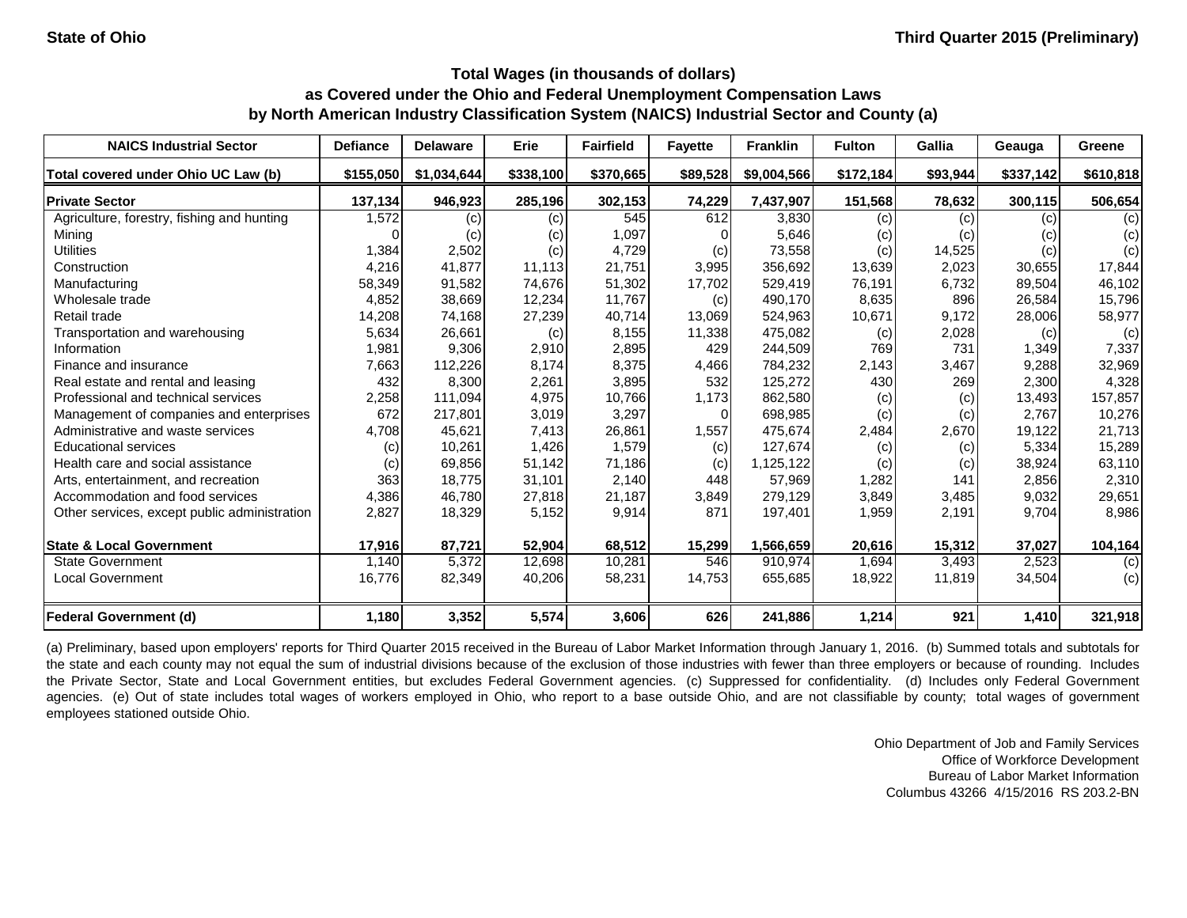State of Ohio | Third Quarter 2015 (Preliminary)

## Total Wages (in thousands of dollars) as Covered under the Ohio and Federal Unemployment Compensation Laws by North American Industry Classification System (NAICS) Industrial Sector and County (a)

| NAICS Industrial Sector | Defiance | Delaware | Erie | Fairfield | Fayette | Franklin | Fulton | Gallia | Geauga | Greene |
|---|---|---|---|---|---|---|---|---|---|---|
| **Total covered under Ohio UC Law (b)** | **$155,050** | **$1,034,644** | **$338,100** | **$370,665** | **$89,528** | **$9,004,566** | **$172,184** | **$93,944** | **$337,142** | **$610,818** |
| **Private Sector** | **137,134** | **946,923** | **285,196** | **302,153** | **74,229** | **7,437,907** | **151,568** | **78,632** | **300,115** | **506,654** |
| Agriculture, forestry, fishing and hunting | 1,572 | (c) | (c) | 545 | 612 | 3,830 | (c) | (c) | (c) | (c) |
| Mining | 0 | (c) | (c) | 1,097 | 0 | 5,646 | (c) | (c) | (c) | (c) |
| Utilities | 1,384 | 2,502 | (c) | 4,729 | (c) | 73,558 | (c) | 14,525 | (c) | (c) |
| Construction | 4,216 | 41,877 | 11,113 | 21,751 | 3,995 | 356,692 | 13,639 | 2,023 | 30,655 | 17,844 |
| Manufacturing | 58,349 | 91,582 | 74,676 | 51,302 | 17,702 | 529,419 | 76,191 | 6,732 | 89,504 | 46,102 |
| Wholesale trade | 4,852 | 38,669 | 12,234 | 11,767 | (c) | 490,170 | 8,635 | 896 | 26,584 | 15,796 |
| Retail trade | 14,208 | 74,168 | 27,239 | 40,714 | 13,069 | 524,963 | 10,671 | 9,172 | 28,006 | 58,977 |
| Transportation and warehousing | 5,634 | 26,661 | (c) | 8,155 | 11,338 | 475,082 | (c) | 2,028 | (c) | (c) |
| Information | 1,981 | 9,306 | 2,910 | 2,895 | 429 | 244,509 | 769 | 731 | 1,349 | 7,337 |
| Finance and insurance | 7,663 | 112,226 | 8,174 | 8,375 | 4,466 | 784,232 | 2,143 | 3,467 | 9,288 | 32,969 |
| Real estate and rental and leasing | 432 | 8,300 | 2,261 | 3,895 | 532 | 125,272 | 430 | 269 | 2,300 | 4,328 |
| Professional and technical services | 2,258 | 111,094 | 4,975 | 10,766 | 1,173 | 862,580 | (c) | (c) | 13,493 | 157,857 |
| Management of companies and enterprises | 672 | 217,801 | 3,019 | 3,297 | 0 | 698,985 | (c) | (c) | 2,767 | 10,276 |
| Administrative and waste services | 4,708 | 45,621 | 7,413 | 26,861 | 1,557 | 475,674 | 2,484 | 2,670 | 19,122 | 21,713 |
| Educational services | (c) | 10,261 | 1,426 | 1,579 | (c) | 127,674 | (c) | (c) | 5,334 | 15,289 |
| Health care and social assistance | (c) | 69,856 | 51,142 | 71,186 | (c) | 1,125,122 | (c) | (c) | 38,924 | 63,110 |
| Arts, entertainment, and recreation | 363 | 18,775 | 31,101 | 2,140 | 448 | 57,969 | 1,282 | 141 | 2,856 | 2,310 |
| Accommodation and food services | 4,386 | 46,780 | 27,818 | 21,187 | 3,849 | 279,129 | 3,849 | 3,485 | 9,032 | 29,651 |
| Other services, except public administration | 2,827 | 18,329 | 5,152 | 9,914 | 871 | 197,401 | 1,959 | 2,191 | 9,704 | 8,986 |
| **State & Local Government** | **17,916** | **87,721** | **52,904** | **68,512** | **15,299** | **1,566,659** | **20,616** | **15,312** | **37,027** | **104,164** |
| State Government | 1,140 | 5,372 | 12,698 | 10,281 | 546 | 910,974 | 1,694 | 3,493 | 2,523 | (c) |
| Local Government | 16,776 | 82,349 | 40,206 | 58,231 | 14,753 | 655,685 | 18,922 | 11,819 | 34,504 | (c) |
| **Federal Government (d)** | **1,180** | **3,352** | **5,574** | **3,606** | **626** | **241,886** | **1,214** | **921** | **1,410** | **321,918** |

(a) Preliminary, based upon employers' reports for Third Quarter 2015 received in the Bureau of Labor Market Information through January 1, 2016. (b) Summed totals and subtotals for the state and each county may not equal the sum of industrial divisions because of the exclusion of those industries with fewer than three employers or because of rounding. Includes the Private Sector, State and Local Government entities, but excludes Federal Government agencies. (c) Suppressed for confidentiality. (d) Includes only Federal Government agencies. (e) Out of state includes total wages of workers employed in Ohio, who report to a base outside Ohio, and are not classifiable by county; total wages of government employees stationed outside Ohio.

Ohio Department of Job and Family Services
Office of Workforce Development
Bureau of Labor Market Information
Columbus 43266 4/15/2016 RS 203.2-BN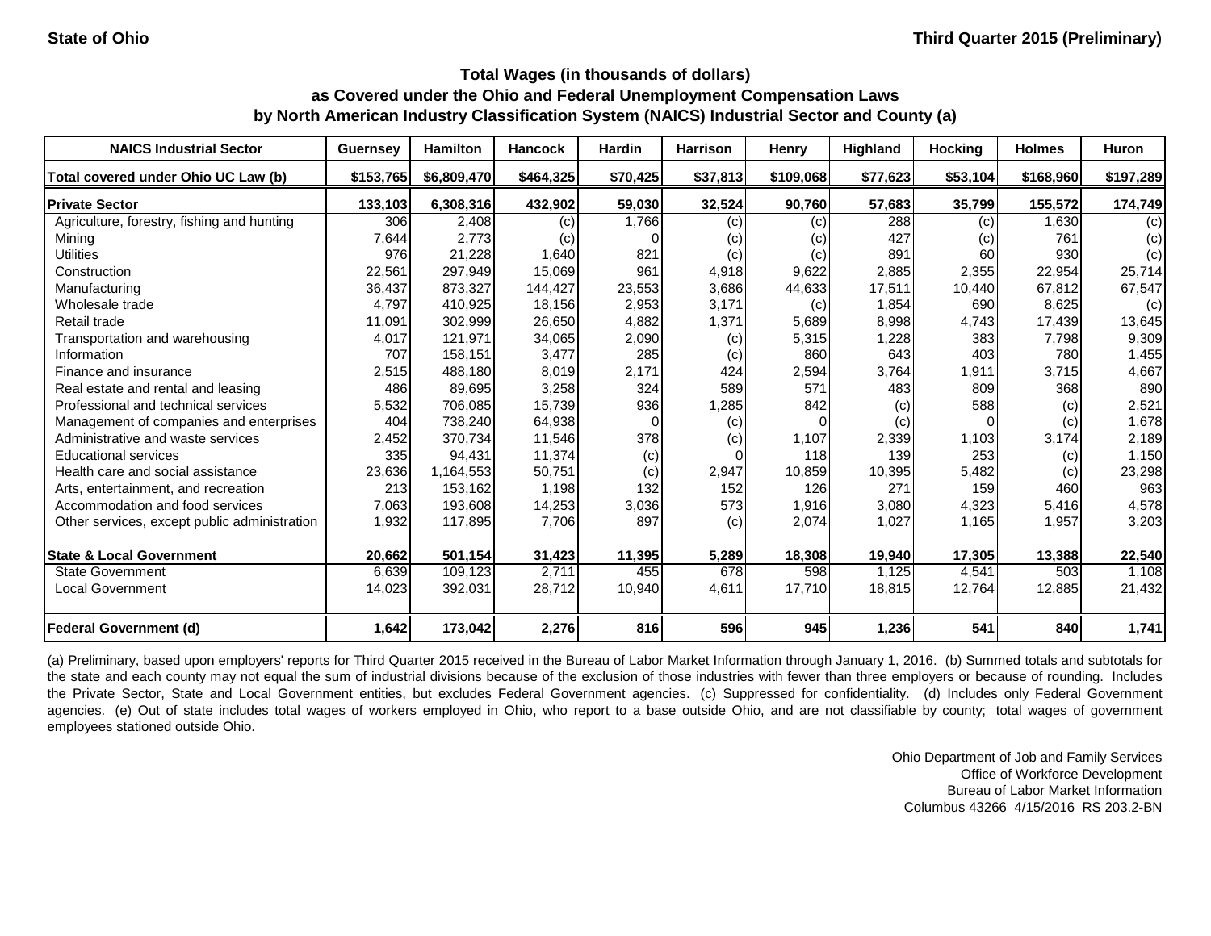State of Ohio | Third Quarter 2015 (Preliminary)

## Total Wages (in thousands of dollars) as Covered under the Ohio and Federal Unemployment Compensation Laws by North American Industry Classification System (NAICS) Industrial Sector and County (a)

| NAICS Industrial Sector | Guernsey | Hamilton | Hancock | Hardin | Harrison | Henry | Highland | Hocking | Holmes | Huron |
|---|---|---|---|---|---|---|---|---|---|---|
| **Total covered under Ohio UC Law (b)** | **$153,765** | **$6,809,470** | **$464,325** | **$70,425** | **$37,813** | **$109,068** | **$77,623** | **$53,104** | **$168,960** | **$197,289** |
| **Private Sector** | **133,103** | **6,308,316** | **432,902** | **59,030** | **32,524** | **90,760** | **57,683** | **35,799** | **155,572** | **174,749** |
| Agriculture, forestry, fishing and hunting | 306 | 2,408 | (c) | 1,766 | (c) | (c) | 288 | (c) | 1,630 | (c) |
| Mining | 7,644 | 2,773 | (c) | 0 | (c) | (c) | 427 | (c) | 761 | (c) |
| Utilities | 976 | 21,228 | 1,640 | 821 | (c) | (c) | 891 | 60 | 930 | (c) |
| Construction | 22,561 | 297,949 | 15,069 | 961 | 4,918 | 9,622 | 2,885 | 2,355 | 22,954 | 25,714 |
| Manufacturing | 36,437 | 873,327 | 144,427 | 23,553 | 3,686 | 44,633 | 17,511 | 10,440 | 67,812 | 67,547 |
| Wholesale trade | 4,797 | 410,925 | 18,156 | 2,953 | 3,171 | (c) | 1,854 | 690 | 8,625 | (c) |
| Retail trade | 11,091 | 302,999 | 26,650 | 4,882 | 1,371 | 5,689 | 8,998 | 4,743 | 17,439 | 13,645 |
| Transportation and warehousing | 4,017 | 121,971 | 34,065 | 2,090 | (c) | 5,315 | 1,228 | 383 | 7,798 | 9,309 |
| Information | 707 | 158,151 | 3,477 | 285 | (c) | 860 | 643 | 403 | 780 | 1,455 |
| Finance and insurance | 2,515 | 488,180 | 8,019 | 2,171 | 424 | 2,594 | 3,764 | 1,911 | 3,715 | 4,667 |
| Real estate and rental and leasing | 486 | 89,695 | 3,258 | 324 | 589 | 571 | 483 | 809 | 368 | 890 |
| Professional and technical services | 5,532 | 706,085 | 15,739 | 936 | 1,285 | 842 | (c) | 588 | (c) | 2,521 |
| Management of companies and enterprises | 404 | 738,240 | 64,938 | 0 | (c) | 0 | (c) | 0 | (c) | 1,678 |
| Administrative and waste services | 2,452 | 370,734 | 11,546 | 378 | (c) | 1,107 | 2,339 | 1,103 | 3,174 | 2,189 |
| Educational services | 335 | 94,431 | 11,374 | (c) | 0 | 118 | 139 | 253 | (c) | 1,150 |
| Health care and social assistance | 23,636 | 1,164,553 | 50,751 | (c) | 2,947 | 10,859 | 10,395 | 5,482 | (c) | 23,298 |
| Arts, entertainment, and recreation | 213 | 153,162 | 1,198 | 132 | 152 | 126 | 271 | 159 | 460 | 963 |
| Accommodation and food services | 7,063 | 193,608 | 14,253 | 3,036 | 573 | 1,916 | 3,080 | 4,323 | 5,416 | 4,578 |
| Other services, except public administration | 1,932 | 117,895 | 7,706 | 897 | (c) | 2,074 | 1,027 | 1,165 | 1,957 | 3,203 |
| **State & Local Government** | **20,662** | **501,154** | **31,423** | **11,395** | **5,289** | **18,308** | **19,940** | **17,305** | **13,388** | **22,540** |
| State Government | 6,639 | 109,123 | 2,711 | 455 | 678 | 598 | 1,125 | 4,541 | 503 | 1,108 |
| Local Government | 14,023 | 392,031 | 28,712 | 10,940 | 4,611 | 17,710 | 18,815 | 12,764 | 12,885 | 21,432 |
| **Federal Government (d)** | **1,642** | **173,042** | **2,276** | **816** | **596** | **945** | **1,236** | **541** | **840** | **1,741** |

(a) Preliminary, based upon employers' reports for Third Quarter 2015 received in the Bureau of Labor Market Information through January 1, 2016. (b) Summed totals and subtotals for the state and each county may not equal the sum of industrial divisions because of the exclusion of those industries with fewer than three employers or because of rounding. Includes the Private Sector, State and Local Government entities, but excludes Federal Government agencies. (c) Suppressed for confidentiality. (d) Includes only Federal Government agencies. (e) Out of state includes total wages of workers employed in Ohio, who report to a base outside Ohio, and are not classifiable by county; total wages of government employees stationed outside Ohio.

Ohio Department of Job and Family Services
Office of Workforce Development
Bureau of Labor Market Information
Columbus 43266 4/15/2016 RS 203.2-BN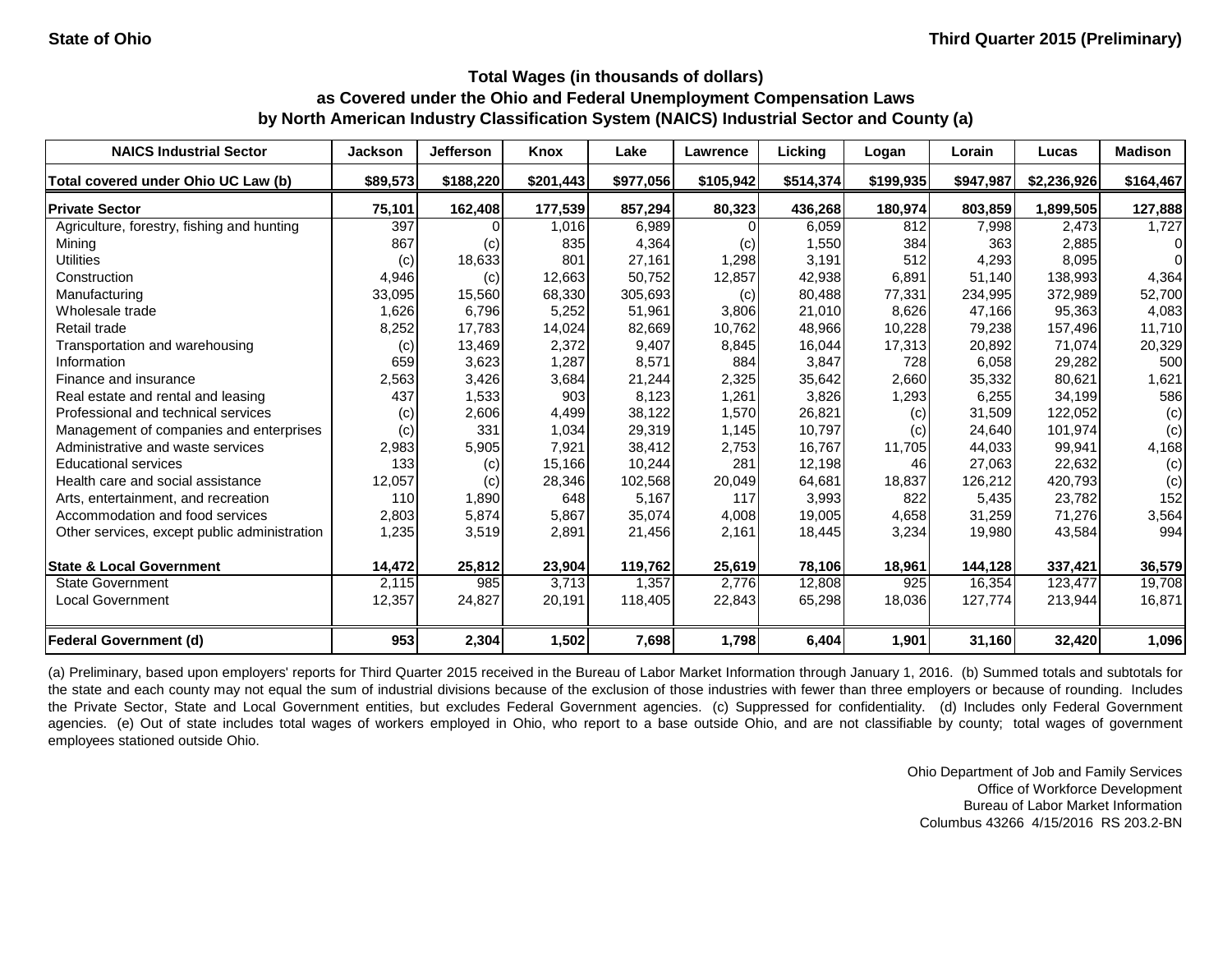State of Ohio | Third Quarter 2015 (Preliminary)

### Total Wages (in thousands of dollars) as Covered under the Ohio and Federal Unemployment Compensation Laws by North American Industry Classification System (NAICS) Industrial Sector and County (a)

| NAICS Industrial Sector | Jackson | Jefferson | Knox | Lake | Lawrence | Licking | Logan | Lorain | Lucas | Madison |
|---|---|---|---|---|---|---|---|---|---|---|
| **Total covered under Ohio UC Law (b)** | **$89,573** | **$188,220** | **$201,443** | **$977,056** | **$105,942** | **$514,374** | **$199,935** | **$947,987** | **$2,236,926** | **$164,467** |
| **Private Sector** | **75,101** | **162,408** | **177,539** | **857,294** | **80,323** | **436,268** | **180,974** | **803,859** | **1,899,505** | **127,888** |
| Agriculture, forestry, fishing and hunting | 397 | 0 | 1,016 | 6,989 | 0 | 6,059 | 812 | 7,998 | 2,473 | 1,727 |
| Mining | 867 | (c) | 835 | 4,364 | (c) | 1,550 | 384 | 363 | 2,885 | 0 |
| Utilities | (c) | 18,633 | 801 | 27,161 | 1,298 | 3,191 | 512 | 4,293 | 8,095 | 0 |
| Construction | 4,946 | (c) | 12,663 | 50,752 | 12,857 | 42,938 | 6,891 | 51,140 | 138,993 | 4,364 |
| Manufacturing | 33,095 | 15,560 | 68,330 | 305,693 | (c) | 80,488 | 77,331 | 234,995 | 372,989 | 52,700 |
| Wholesale trade | 1,626 | 6,796 | 5,252 | 51,961 | 3,806 | 21,010 | 8,626 | 47,166 | 95,363 | 4,083 |
| Retail trade | 8,252 | 17,783 | 14,024 | 82,669 | 10,762 | 48,966 | 10,228 | 79,238 | 157,496 | 11,710 |
| Transportation and warehousing | (c) | 13,469 | 2,372 | 9,407 | 8,845 | 16,044 | 17,313 | 20,892 | 71,074 | 20,329 |
| Information | 659 | 3,623 | 1,287 | 8,571 | 884 | 3,847 | 728 | 6,058 | 29,282 | 500 |
| Finance and insurance | 2,563 | 3,426 | 3,684 | 21,244 | 2,325 | 35,642 | 2,660 | 35,332 | 80,621 | 1,621 |
| Real estate and rental and leasing | 437 | 1,533 | 903 | 8,123 | 1,261 | 3,826 | 1,293 | 6,255 | 34,199 | 586 |
| Professional and technical services | (c) | 2,606 | 4,499 | 38,122 | 1,570 | 26,821 | (c) | 31,509 | 122,052 | (c) |
| Management of companies and enterprises | (c) | 331 | 1,034 | 29,319 | 1,145 | 10,797 | (c) | 24,640 | 101,974 | (c) |
| Administrative and waste services | 2,983 | 5,905 | 7,921 | 38,412 | 2,753 | 16,767 | 11,705 | 44,033 | 99,941 | 4,168 |
| Educational services | 133 | (c) | 15,166 | 10,244 | 281 | 12,198 | 46 | 27,063 | 22,632 | (c) |
| Health care and social assistance | 12,057 | (c) | 28,346 | 102,568 | 20,049 | 64,681 | 18,837 | 126,212 | 420,793 | (c) |
| Arts, entertainment, and recreation | 110 | 1,890 | 648 | 5,167 | 117 | 3,993 | 822 | 5,435 | 23,782 | 152 |
| Accommodation and food services | 2,803 | 5,874 | 5,867 | 35,074 | 4,008 | 19,005 | 4,658 | 31,259 | 71,276 | 3,564 |
| Other services, except public administration | 1,235 | 3,519 | 2,891 | 21,456 | 2,161 | 18,445 | 3,234 | 19,980 | 43,584 | 994 |
| **State & Local Government** | **14,472** | **25,812** | **23,904** | **119,762** | **25,619** | **78,106** | **18,961** | **144,128** | **337,421** | **36,579** |
| State Government | 2,115 | 985 | 3,713 | 1,357 | 2,776 | 12,808 | 925 | 16,354 | 123,477 | 19,708 |
| Local Government | 12,357 | 24,827 | 20,191 | 118,405 | 22,843 | 65,298 | 18,036 | 127,774 | 213,944 | 16,871 |
| **Federal Government (d)** | **953** | **2,304** | **1,502** | **7,698** | **1,798** | **6,404** | **1,901** | **31,160** | **32,420** | **1,096** |

(a) Preliminary, based upon employers' reports for Third Quarter 2015 received in the Bureau of Labor Market Information through January 1, 2016. (b) Summed totals and subtotals for the state and each county may not equal the sum of industrial divisions because of the exclusion of those industries with fewer than three employers or because of rounding. Includes the Private Sector, State and Local Government entities, but excludes Federal Government agencies. (c) Suppressed for confidentiality. (d) Includes only Federal Government agencies. (e) Out of state includes total wages of workers employed in Ohio, who report to a base outside Ohio, and are not classifiable by county; total wages of government employees stationed outside Ohio.

Ohio Department of Job and Family Services
Office of Workforce Development
Bureau of Labor Market Information
Columbus 43266 4/15/2016 RS 203.2-BN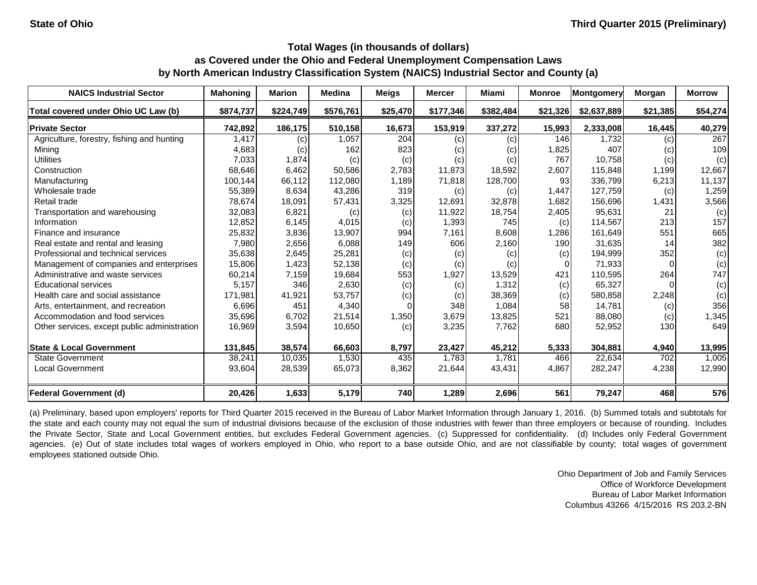State of Ohio

Third Quarter 2015 (Preliminary)

# Total Wages (in thousands of dollars) as Covered under the Ohio and Federal Unemployment Compensation Laws by North American Industry Classification System (NAICS) Industrial Sector and County (a)

| NAICS Industrial Sector | Mahoning | Marion | Medina | Meigs | Mercer | Miami | Monroe | Montgomery | Morgan | Morrow |
|---|---|---|---|---|---|---|---|---|---|---|
| **Total covered under Ohio UC Law (b)** | **$874,737** | **$224,749** | **$576,761** | **$25,470** | **$177,346** | **$382,484** | **$21,326** | **$2,637,889** | **$21,385** | **$54,274** |
| **Private Sector** | **742,892** | **186,175** | **510,158** | **16,673** | **153,919** | **337,272** | **15,993** | **2,333,008** | **16,445** | **40,279** |
| Agriculture, forestry, fishing and hunting | 1,417 | (c) | 1,057 | 204 | (c) | (c) | 146 | 1,732 | (c) | 267 |
| Mining | 4,683 | (c) | 162 | 823 | (c) | (c) | 1,825 | 407 | (c) | 109 |
| Utilities | 7,033 | 1,874 | (c) | (c) | (c) | (c) | 767 | 10,758 | (c) | (c) |
| Construction | 68,646 | 6,462 | 50,586 | 2,783 | 11,873 | 18,592 | 2,607 | 115,848 | 1,199 | 12,667 |
| Manufacturing | 100,144 | 66,112 | 112,080 | 1,189 | 71,818 | 128,700 | 93 | 336,799 | 6,213 | 11,137 |
| Wholesale trade | 55,389 | 8,634 | 43,286 | 319 | (c) | (c) | 1,447 | 127,759 | (c) | 1,259 |
| Retail trade | 78,674 | 18,091 | 57,431 | 3,325 | 12,691 | 32,878 | 1,682 | 156,696 | 1,431 | 3,566 |
| Transportation and warehousing | 32,083 | 6,821 | (c) | (c) | 11,922 | 18,754 | 2,405 | 95,631 | 21 | (c) |
| Information | 12,852 | 6,145 | 4,015 | (c) | 1,393 | 745 | (c) | 114,567 | 213 | 157 |
| Finance and insurance | 25,832 | 3,836 | 13,907 | 994 | 7,161 | 8,608 | 1,286 | 161,649 | 551 | 665 |
| Real estate and rental and leasing | 7,980 | 2,656 | 6,088 | 149 | 606 | 2,160 | 190 | 31,635 | 14 | 382 |
| Professional and technical services | 35,638 | 2,645 | 25,281 | (c) | (c) | (c) | (c) | 194,999 | 352 | (c) |
| Management of companies and enterprises | 15,806 | 1,423 | 52,138 | (c) | (c) | (c) | 0 | 71,933 | 0 | (c) |
| Administrative and waste services | 60,214 | 7,159 | 19,684 | 553 | 1,927 | 13,529 | 421 | 110,595 | 264 | 747 |
| Educational services | 5,157 | 346 | 2,630 | (c) | (c) | 1,312 | (c) | 65,327 | 0 | (c) |
| Health care and social assistance | 171,981 | 41,921 | 53,757 | (c) | (c) | 38,369 | (c) | 580,858 | 2,248 | (c) |
| Arts, entertainment, and recreation | 6,696 | 451 | 4,340 | 0 | 348 | 1,084 | 58 | 14,781 | (c) | 356 |
| Accommodation and food services | 35,696 | 6,702 | 21,514 | 1,350 | 3,679 | 13,825 | 521 | 88,080 | (c) | 1,345 |
| Other services, except public administration | 16,969 | 3,594 | 10,650 | (c) | 3,235 | 7,762 | 680 | 52,952 | 130 | 649 |
| **State & Local Government** | **131,845** | **38,574** | **66,603** | **8,797** | **23,427** | **45,212** | **5,333** | **304,881** | **4,940** | **13,995** |
| State Government | 38,241 | 10,035 | 1,530 | 435 | 1,783 | 1,781 | 466 | 22,634 | 702 | 1,005 |
| Local Government | 93,604 | 28,539 | 65,073 | 8,362 | 21,644 | 43,431 | 4,867 | 282,247 | 4,238 | 12,990 |
| **Federal Government (d)** | **20,426** | **1,633** | **5,179** | **740** | **1,289** | **2,696** | **561** | **79,247** | **468** | **576** |

(a) Preliminary, based upon employers' reports for Third Quarter 2015 received in the Bureau of Labor Market Information through January 1, 2016. (b) Summed totals and subtotals for the state and each county may not equal the sum of industrial divisions because of the exclusion of those industries with fewer than three employers or because of rounding. Includes the Private Sector, State and Local Government entities, but excludes Federal Government agencies. (c) Suppressed for confidentiality. (d) Includes only Federal Government agencies. (e) Out of state includes total wages of workers employed in Ohio, who report to a base outside Ohio, and are not classifiable by county; total wages of government employees stationed outside Ohio.

Ohio Department of Job and Family Services
Office of Workforce Development
Bureau of Labor Market Information
Columbus 43266 4/15/2016 RS 203.2-BN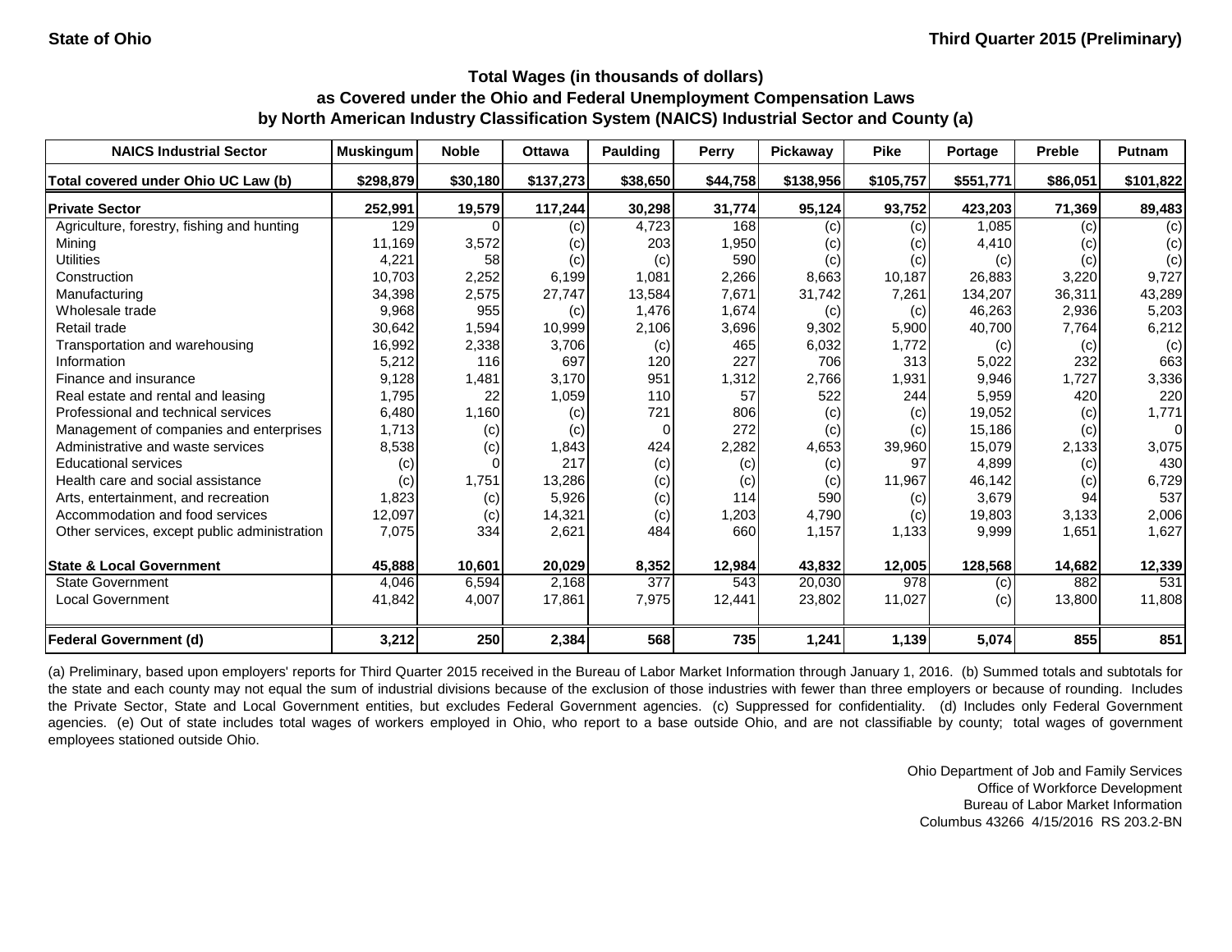State of Ohio

Third Quarter 2015 (Preliminary)

## Total Wages (in thousands of dollars) as Covered under the Ohio and Federal Unemployment Compensation Laws by North American Industry Classification System (NAICS) Industrial Sector and County (a)

| NAICS Industrial Sector | Muskingum | Noble | Ottawa | Paulding | Perry | Pickaway | Pike | Portage | Preble | Putnam |
|---|---|---|---|---|---|---|---|---|---|---|
| **Total covered under Ohio UC Law (b)** | **$298,879** | **$30,180** | **$137,273** | **$38,650** | **$44,758** | **$138,956** | **$105,757** | **$551,771** | **$86,051** | **$101,822** |
| **Private Sector** | **252,991** | **19,579** | **117,244** | **30,298** | **31,774** | **95,124** | **93,752** | **423,203** | **71,369** | **89,483** |
| Agriculture, forestry, fishing and hunting | 129 | 0 | (c) | 4,723 | 168 | (c) | (c) | 1,085 | (c) | (c) |
| Mining | 11,169 | 3,572 | (c) | 203 | 1,950 | (c) | (c) | 4,410 | (c) | (c) |
| Utilities | 4,221 | 58 | (c) | (c) | 590 | (c) | (c) | (c) | (c) | (c) |
| Construction | 10,703 | 2,252 | 6,199 | 1,081 | 2,266 | 8,663 | 10,187 | 26,883 | 3,220 | 9,727 |
| Manufacturing | 34,398 | 2,575 | 27,747 | 13,584 | 7,671 | 31,742 | 7,261 | 134,207 | 36,311 | 43,289 |
| Wholesale trade | 9,968 | 955 | (c) | 1,476 | 1,674 | (c) | (c) | 46,263 | 2,936 | 5,203 |
| Retail trade | 30,642 | 1,594 | 10,999 | 2,106 | 3,696 | 9,302 | 5,900 | 40,700 | 7,764 | 6,212 |
| Transportation and warehousing | 16,992 | 2,338 | 3,706 | (c) | 465 | 6,032 | 1,772 | (c) | (c) | (c) |
| Information | 5,212 | 116 | 697 | 120 | 227 | 706 | 313 | 5,022 | 232 | 663 |
| Finance and insurance | 9,128 | 1,481 | 3,170 | 951 | 1,312 | 2,766 | 1,931 | 9,946 | 1,727 | 3,336 |
| Real estate and rental and leasing | 1,795 | 22 | 1,059 | 110 | 57 | 522 | 244 | 5,959 | 420 | 220 |
| Professional and technical services | 6,480 | 1,160 | (c) | 721 | 806 | (c) | (c) | 19,052 | (c) | 1,771 |
| Management of companies and enterprises | 1,713 | (c) | (c) | 0 | 272 | (c) | (c) | 15,186 | (c) | 0 |
| Administrative and waste services | 8,538 | (c) | 1,843 | 424 | 2,282 | 4,653 | 39,960 | 15,079 | 2,133 | 3,075 |
| Educational services | (c) | 0 | 217 | (c) | (c) | (c) | 97 | 4,899 | (c) | 430 |
| Health care and social assistance | (c) | 1,751 | 13,286 | (c) | (c) | (c) | 11,967 | 46,142 | (c) | 6,729 |
| Arts, entertainment, and recreation | 1,823 | (c) | 5,926 | (c) | 114 | 590 | (c) | 3,679 | 94 | 537 |
| Accommodation and food services | 12,097 | (c) | 14,321 | (c) | 1,203 | 4,790 | (c) | 19,803 | 3,133 | 2,006 |
| Other services, except public administration | 7,075 | 334 | 2,621 | 484 | 660 | 1,157 | 1,133 | 9,999 | 1,651 | 1,627 |
| **State & Local Government** | **45,888** | **10,601** | **20,029** | **8,352** | **12,984** | **43,832** | **12,005** | **128,568** | **14,682** | **12,339** |
| State Government | 4,046 | 6,594 | 2,168 | 377 | 543 | 20,030 | 978 | (c) | 882 | 531 |
| Local Government | 41,842 | 4,007 | 17,861 | 7,975 | 12,441 | 23,802 | 11,027 | (c) | 13,800 | 11,808 |
| **Federal Government (d)** | **3,212** | **250** | **2,384** | **568** | **735** | **1,241** | **1,139** | **5,074** | **855** | **851** |

(a) Preliminary, based upon employers' reports for Third Quarter 2015 received in the Bureau of Labor Market Information through January 1, 2016. (b) Summed totals and subtotals for the state and each county may not equal the sum of industrial divisions because of the exclusion of those industries with fewer than three employers or because of rounding. Includes the Private Sector, State and Local Government entities, but excludes Federal Government agencies. (c) Suppressed for confidentiality. (d) Includes only Federal Government agencies. (e) Out of state includes total wages of workers employed in Ohio, who report to a base outside Ohio, and are not classifiable by county; total wages of government employees stationed outside Ohio.

Ohio Department of Job and Family Services
Office of Workforce Development
Bureau of Labor Market Information
Columbus 43266 4/15/2016 RS 203.2-BN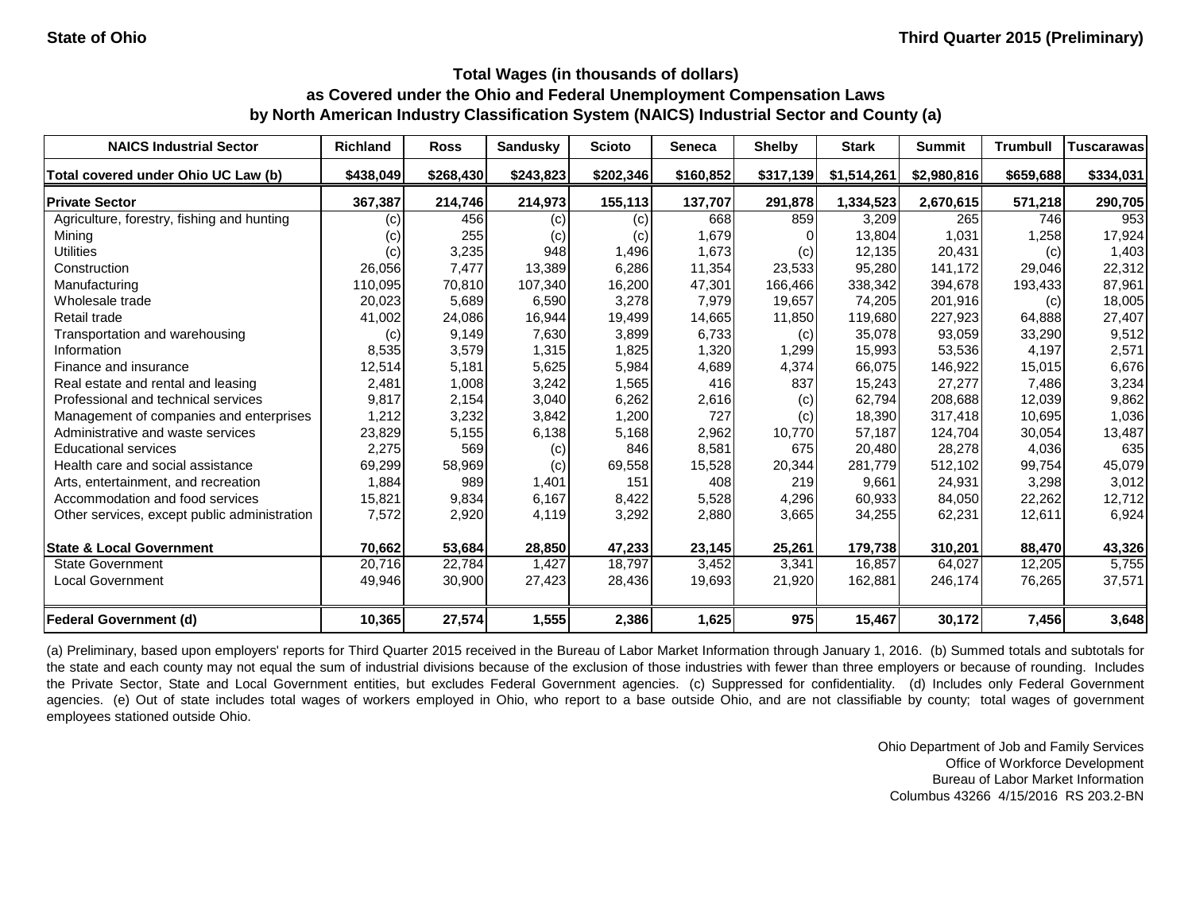State of Ohio | Third Quarter 2015 (Preliminary)

## Total Wages (in thousands of dollars) as Covered under the Ohio and Federal Unemployment Compensation Laws by North American Industry Classification System (NAICS) Industrial Sector and County (a)

| NAICS Industrial Sector | Richland | Ross | Sandusky | Scioto | Seneca | Shelby | Stark | Summit | Trumbull | Tuscarawas |
|---|---|---|---|---|---|---|---|---|---|---|
| Total covered under Ohio UC Law (b) | $438,049 | $268,430 | $243,823 | $202,346 | $160,852 | $317,139 | $1,514,261 | $2,980,816 | $659,688 | $334,031 |
| **Private Sector** | **367,387** | **214,746** | **214,973** | **155,113** | **137,707** | **291,878** | **1,334,523** | **2,670,615** | **571,218** | **290,705** |
| Agriculture, forestry, fishing and hunting | (c) | 456 | (c) | (c) | 668 | 859 | 3,209 | 265 | 746 | 953 |
| Mining | (c) | 255 | (c) | (c) | 1,679 | 0 | 13,804 | 1,031 | 1,258 | 17,924 |
| Utilities | (c) | 3,235 | 948 | 1,496 | 1,673 | (c) | 12,135 | 20,431 | (c) | 1,403 |
| Construction | 26,056 | 7,477 | 13,389 | 6,286 | 11,354 | 23,533 | 95,280 | 141,172 | 29,046 | 22,312 |
| Manufacturing | 110,095 | 70,810 | 107,340 | 16,200 | 47,301 | 166,466 | 338,342 | 394,678 | 193,433 | 87,961 |
| Wholesale trade | 20,023 | 5,689 | 6,590 | 3,278 | 7,979 | 19,657 | 74,205 | 201,916 | (c) | 18,005 |
| Retail trade | 41,002 | 24,086 | 16,944 | 19,499 | 14,665 | 11,850 | 119,680 | 227,923 | 64,888 | 27,407 |
| Transportation and warehousing | (c) | 9,149 | 7,630 | 3,899 | 6,733 | (c) | 35,078 | 93,059 | 33,290 | 9,512 |
| Information | 8,535 | 3,579 | 1,315 | 1,825 | 1,320 | 1,299 | 15,993 | 53,536 | 4,197 | 2,571 |
| Finance and insurance | 12,514 | 5,181 | 5,625 | 5,984 | 4,689 | 4,374 | 66,075 | 146,922 | 15,015 | 6,676 |
| Real estate and rental and leasing | 2,481 | 1,008 | 3,242 | 1,565 | 416 | 837 | 15,243 | 27,277 | 7,486 | 3,234 |
| Professional and technical services | 9,817 | 2,154 | 3,040 | 6,262 | 2,616 | (c) | 62,794 | 208,688 | 12,039 | 9,862 |
| Management of companies and enterprises | 1,212 | 3,232 | 3,842 | 1,200 | 727 | (c) | 18,390 | 317,418 | 10,695 | 1,036 |
| Administrative and waste services | 23,829 | 5,155 | 6,138 | 5,168 | 2,962 | 10,770 | 57,187 | 124,704 | 30,054 | 13,487 |
| Educational services | 2,275 | 569 | (c) | 846 | 8,581 | 675 | 20,480 | 28,278 | 4,036 | 635 |
| Health care and social assistance | 69,299 | 58,969 | (c) | 69,558 | 15,528 | 20,344 | 281,779 | 512,102 | 99,754 | 45,079 |
| Arts, entertainment, and recreation | 1,884 | 989 | 1,401 | 151 | 408 | 219 | 9,661 | 24,931 | 3,298 | 3,012 |
| Accommodation and food services | 15,821 | 9,834 | 6,167 | 8,422 | 5,528 | 4,296 | 60,933 | 84,050 | 22,262 | 12,712 |
| Other services, except public administration | 7,572 | 2,920 | 4,119 | 3,292 | 2,880 | 3,665 | 34,255 | 62,231 | 12,611 | 6,924 |
| **State & Local Government** | **70,662** | **53,684** | **28,850** | **47,233** | **23,145** | **25,261** | **179,738** | **310,201** | **88,470** | **43,326** |
| State Government | 20,716 | 22,784 | 1,427 | 18,797 | 3,452 | 3,341 | 16,857 | 64,027 | 12,205 | 5,755 |
| Local Government | 49,946 | 30,900 | 27,423 | 28,436 | 19,693 | 21,920 | 162,881 | 246,174 | 76,265 | 37,571 |
| **Federal Government (d)** | **10,365** | **27,574** | **1,555** | **2,386** | **1,625** | **975** | **15,467** | **30,172** | **7,456** | **3,648** |

(a) Preliminary, based upon employers' reports for Third Quarter 2015 received in the Bureau of Labor Market Information through January 1, 2016. (b) Summed totals and subtotals for the state and each county may not equal the sum of industrial divisions because of the exclusion of those industries with fewer than three employers or because of rounding. Includes the Private Sector, State and Local Government entities, but excludes Federal Government agencies. (c) Suppressed for confidentiality. (d) Includes only Federal Government agencies. (e) Out of state includes total wages of workers employed in Ohio, who report to a base outside Ohio, and are not classifiable by county; total wages of government employees stationed outside Ohio.

Ohio Department of Job and Family Services
Office of Workforce Development
Bureau of Labor Market Information
Columbus 43266 4/15/2016 RS 203.2-BN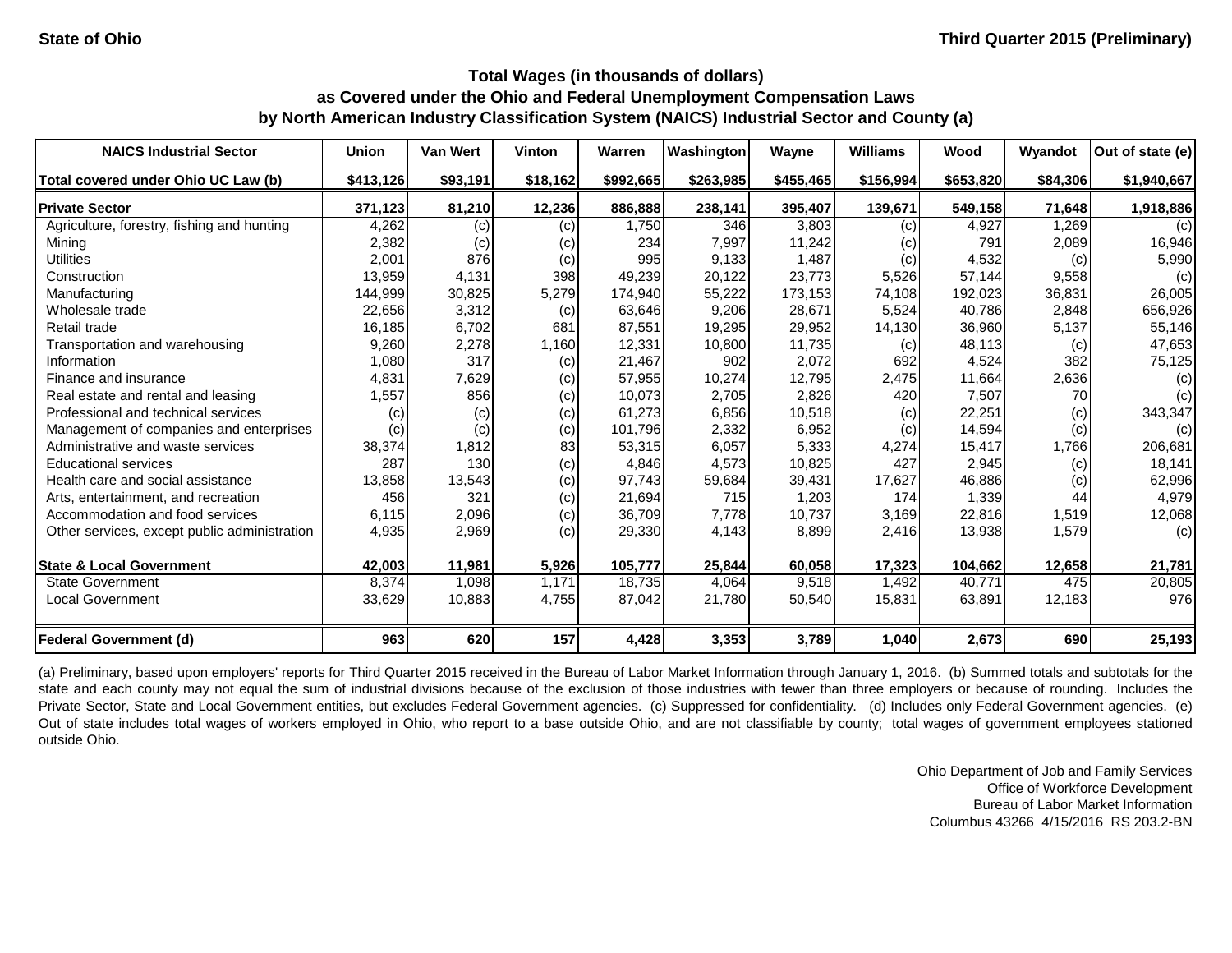**State of Ohio** | **Third Quarter 2015 (Preliminary)**

### Total Wages (in thousands of dollars) as Covered under the Ohio and Federal Unemployment Compensation Laws by North American Industry Classification System (NAICS) Industrial Sector and County (a)

| NAICS Industrial Sector | Union | Van Wert | Vinton | Warren | Washington | Wayne | Williams | Wood | Wyandot | Out of state (e) |
|---|---|---|---|---|---|---|---|---|---|---|
| **Total covered under Ohio UC Law (b)** | **$413,126** | **$93,191** | **$18,162** | **$992,665** | **$263,985** | **$455,465** | **$156,994** | **$653,820** | **$84,306** | **$1,940,667** |
| **Private Sector** | **371,123** | **81,210** | **12,236** | **886,888** | **238,141** | **395,407** | **139,671** | **549,158** | **71,648** | **1,918,886** |
| Agriculture, forestry, fishing and hunting | 4,262 | (c) | (c) | 1,750 | 346 | 3,803 | (c) | 4,927 | 1,269 | (c) |
| Mining | 2,382 | (c) | (c) | 234 | 7,997 | 11,242 | (c) | 791 | 2,089 | 16,946 |
| Utilities | 2,001 | 876 | (c) | 995 | 9,133 | 1,487 | (c) | 4,532 | (c) | 5,990 |
| Construction | 13,959 | 4,131 | 398 | 49,239 | 20,122 | 23,773 | 5,526 | 57,144 | 9,558 | (c) |
| Manufacturing | 144,999 | 30,825 | 5,279 | 174,940 | 55,222 | 173,153 | 74,108 | 192,023 | 36,831 | 26,005 |
| Wholesale trade | 22,656 | 3,312 | (c) | 63,646 | 9,206 | 28,671 | 5,524 | 40,786 | 2,848 | 656,926 |
| Retail trade | 16,185 | 6,702 | 681 | 87,551 | 19,295 | 29,952 | 14,130 | 36,960 | 5,137 | 55,146 |
| Transportation and warehousing | 9,260 | 2,278 | 1,160 | 12,331 | 10,800 | 11,735 | (c) | 48,113 | (c) | 47,653 |
| Information | 1,080 | 317 | (c) | 21,467 | 902 | 2,072 | 692 | 4,524 | 382 | 75,125 |
| Finance and insurance | 4,831 | 7,629 | (c) | 57,955 | 10,274 | 12,795 | 2,475 | 11,664 | 2,636 | (c) |
| Real estate and rental and leasing | 1,557 | 856 | (c) | 10,073 | 2,705 | 2,826 | 420 | 7,507 | 70 | (c) |
| Professional and technical services | (c) | (c) | (c) | 61,273 | 6,856 | 10,518 | (c) | 22,251 | (c) | 343,347 |
| Management of companies and enterprises | (c) | (c) | (c) | 101,796 | 2,332 | 6,952 | (c) | 14,594 | (c) | (c) |
| Administrative and waste services | 38,374 | 1,812 | 83 | 53,315 | 6,057 | 5,333 | 4,274 | 15,417 | 1,766 | 206,681 |
| Educational services | 287 | 130 | (c) | 4,846 | 4,573 | 10,825 | 427 | 2,945 | (c) | 18,141 |
| Health care and social assistance | 13,858 | 13,543 | (c) | 97,743 | 59,684 | 39,431 | 17,627 | 46,886 | (c) | 62,996 |
| Arts, entertainment, and recreation | 456 | 321 | (c) | 21,694 | 715 | 1,203 | 174 | 1,339 | 44 | 4,979 |
| Accommodation and food services | 6,115 | 2,096 | (c) | 36,709 | 7,778 | 10,737 | 3,169 | 22,816 | 1,519 | 12,068 |
| Other services, except public administration | 4,935 | 2,969 | (c) | 29,330 | 4,143 | 8,899 | 2,416 | 13,938 | 1,579 | (c) |
| **State & Local Government** | **42,003** | **11,981** | **5,926** | **105,777** | **25,844** | **60,058** | **17,323** | **104,662** | **12,658** | **21,781** |
| State Government | 8,374 | 1,098 | 1,171 | 18,735 | 4,064 | 9,518 | 1,492 | 40,771 | 475 | 20,805 |
| Local Government | 33,629 | 10,883 | 4,755 | 87,042 | 21,780 | 50,540 | 15,831 | 63,891 | 12,183 | 976 |
| **Federal Government (d)** | **963** | **620** | **157** | **4,428** | **3,353** | **3,789** | **1,040** | **2,673** | **690** | **25,193** |

(a) Preliminary, based upon employers' reports for Third Quarter 2015 received in the Bureau of Labor Market Information through January 1, 2016. (b) Summed totals and subtotals for the state and each county may not equal the sum of industrial divisions because of the exclusion of those industries with fewer than three employers or because of rounding. Includes the Private Sector, State and Local Government entities, but excludes Federal Government agencies. (c) Suppressed for confidentiality. (d) Includes only Federal Government agencies. (e) Out of state includes total wages of workers employed in Ohio, who report to a base outside Ohio, and are not classifiable by county; total wages of government employees stationed outside Ohio.

Ohio Department of Job and Family Services
Office of Workforce Development
Bureau of Labor Market Information
Columbus 43266 4/15/2016 RS 203.2-BN